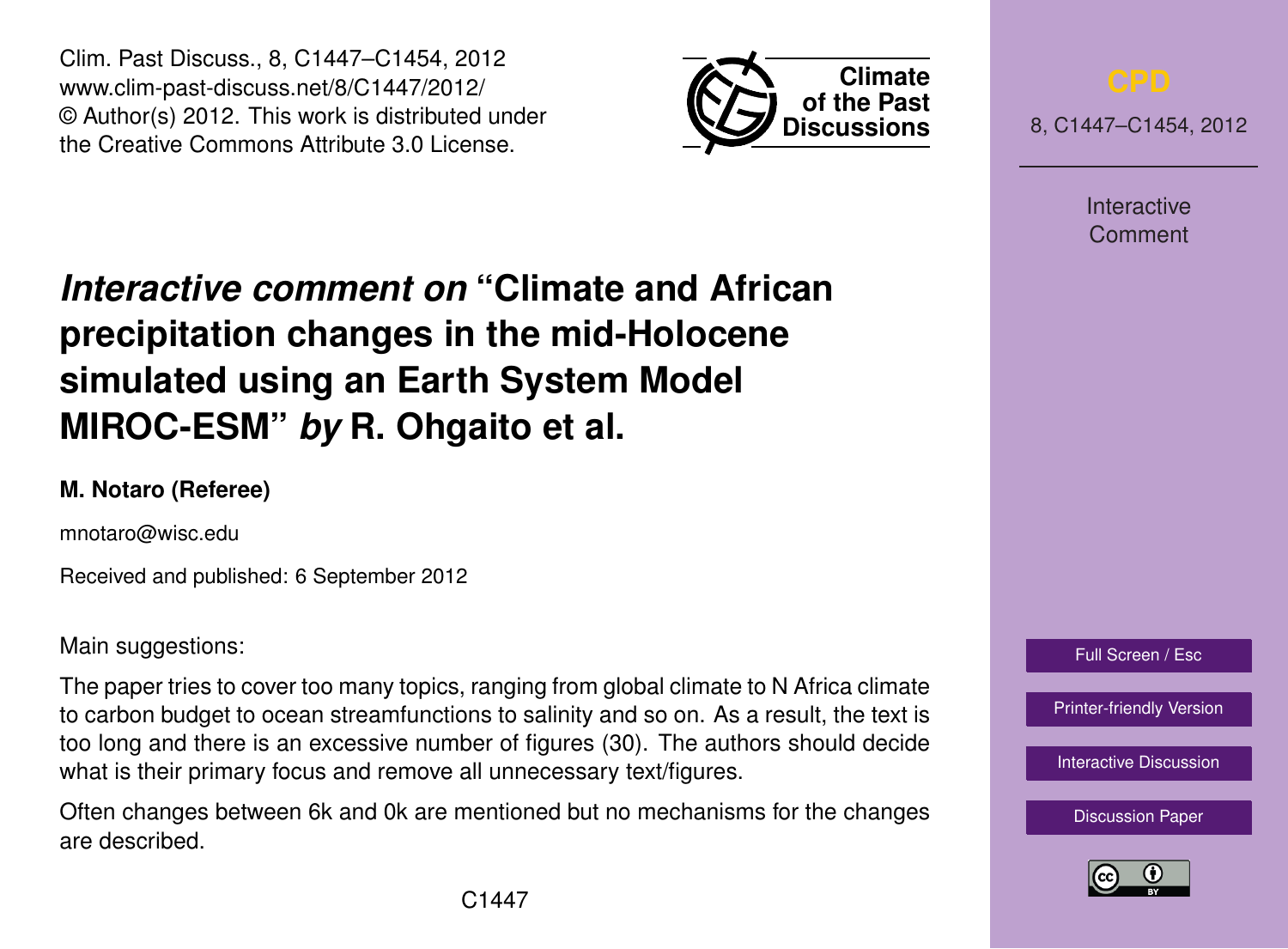# *Interactive comment on* "Climate and African precipitation changes in the mid-Holocene simulated using an Earth System Model MIROC-ESM" *by* R. Ohgaito et al.

**M. Notaro (Referee)**

mnotaro@wisc.edu

Received and published: 6 September 2012

Main suggestions:

The paper tries to cover too many topics, ranging from global climate to N Africa climate to carbon budget to ocean streamfunctions to salinity and so on. As a result, the text is too long and there is an excessive number of figures (30). The authors should decide what is their primary focus and remove all unnecessary text/figures.

Often changes between 6k and 0k are mentioned but no mechanisms for the changes are described.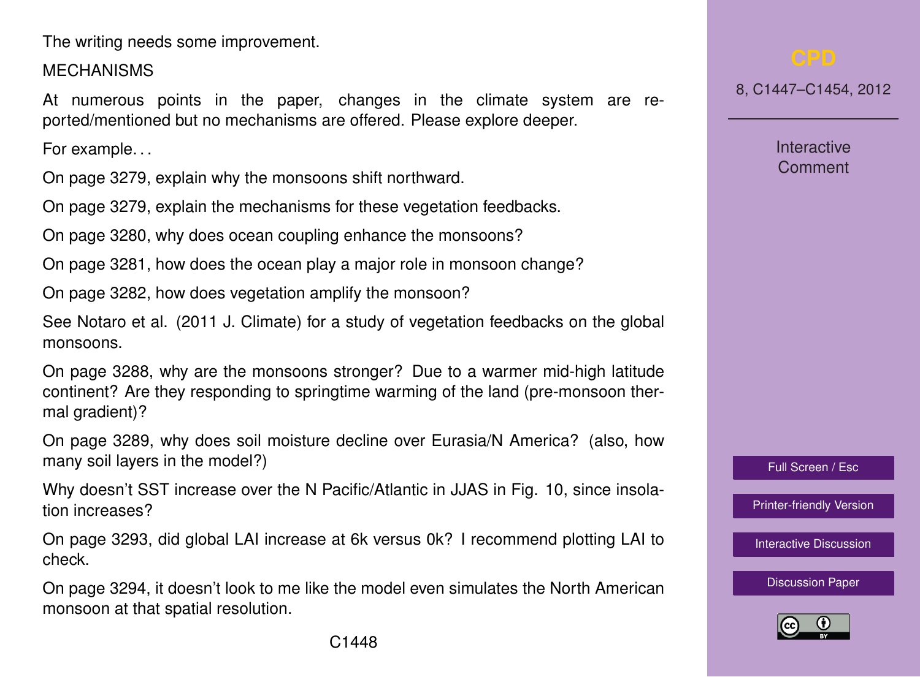The writing needs some improvement.

MECHANISMS

At numerous points in the paper, changes in the climate system are reported/mentioned but no mechanisms are offered. Please explore deeper.

For example...

On page 3279, explain why the monsoons shift northward.

On page 3279, explain the mechanisms for these vegetation feedbacks.

On page 3280, why does ocean coupling enhance the monsoons?

On page 3281, how does the ocean play a major role in monsoon change?

On page 3282, how does vegetation amplify the monsoon?

See Notaro et al. (2011 J. Climate) for a study of vegetation feedbacks on the global monsoons.

On page 3288, why are the monsoons stronger? Due to a warmer mid-high latitude continent? Are they responding to springtime warming of the land (pre-monsoon thermal gradient)?

On page 3289, why does soil moisture decline over Eurasia/N America? (also, how many soil layers in the model?)

Why doesn't SST increase over the N Pacific/Atlantic in JJAS in Fig. 10, since insolation increases?

On page 3293, did global LAI increase at 6k versus 0k? I recommend plotting LAI to check.

On page 3294, it doesn't look to me like the model even simulates the North American monsoon at that spatial resolution.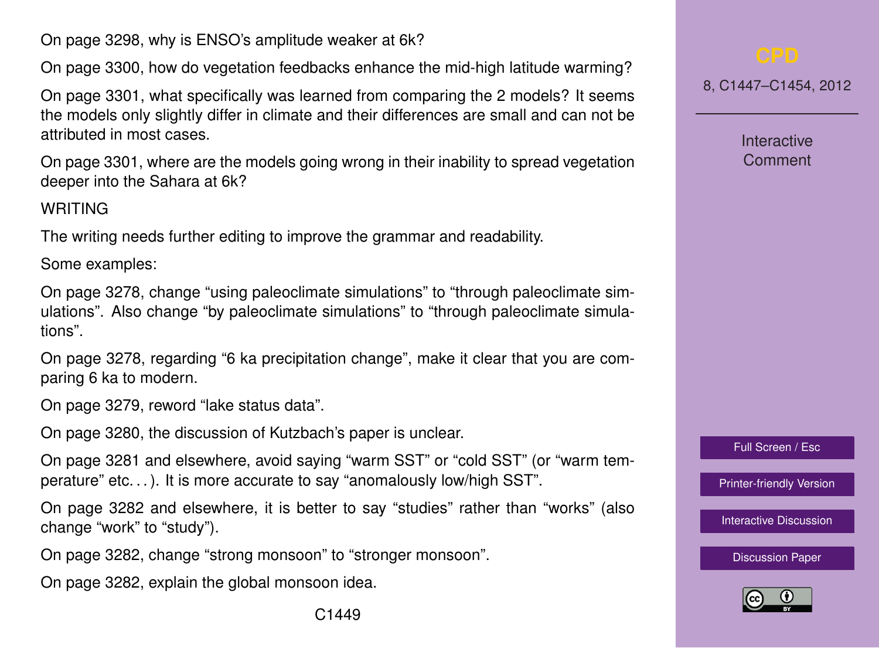On page 3298, why is ENSO's amplitude weaker at 6k?

On page 3300, how do vegetation feedbacks enhance the mid-high latitude warming?

On page 3301, what specifically was learned from comparing the 2 models? It seems the models only slightly differ in climate and their differences are small and can not be attributed in most cases.

On page 3301, where are the models going wrong in their inability to spread vegetation deeper into the Sahara at 6k?

WRITING

The writing needs further editing to improve the grammar and readability.

Some examples:

On page 3278, change "using paleoclimate simulations" to "through paleoclimate simulations". Also change "by paleoclimate simulations" to "through paleoclimate simulations".

On page 3278, regarding "6 ka precipitation change", make it clear that you are comparing 6 ka to modern.

On page 3279, reword "lake status data".

On page 3280, the discussion of Kutzbach's paper is unclear.

On page 3281 and elsewhere, avoid saying "warm SST" or "cold SST" (or "warm temperature" etc. . . ). It is more accurate to say "anomalously low/high SST".

On page 3282 and elsewhere, it is better to say "studies" rather than "works" (also change "work" to "study").

On page 3282, change "strong monsoon" to "stronger monsoon".

On page 3282, explain the global monsoon idea.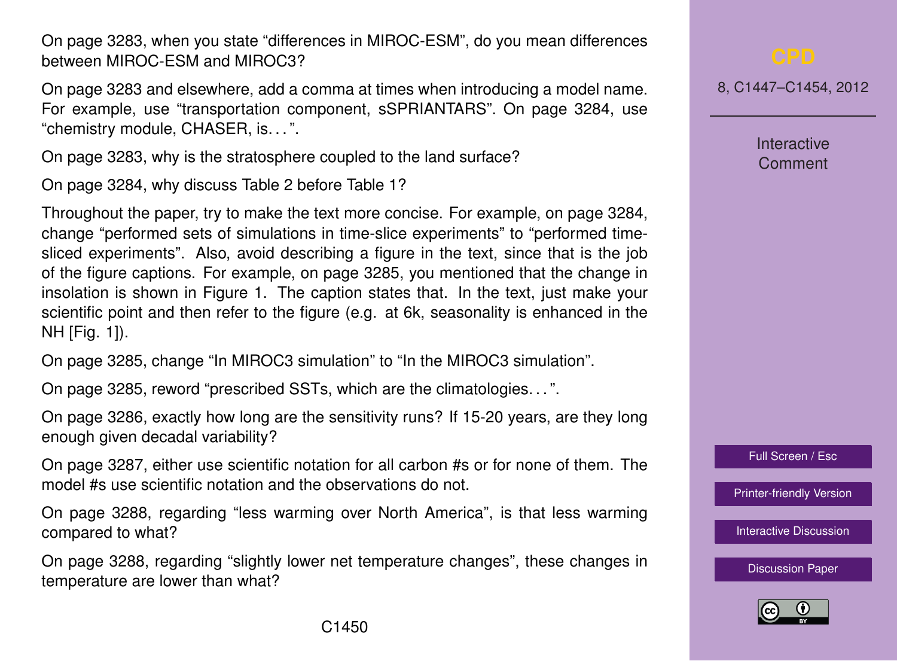On page 3283, when you state "differences in MIROC-ESM", do you mean differences between MIROC-ESM and MIROC3?

On page 3283 and elsewhere, add a comma at times when introducing a model name. For example, use "transportation component, sSPRIANTARS". On page 3284, use "chemistry module, CHASER, is. . . ".

On page 3283, why is the stratosphere coupled to the land surface?

On page 3284, why discuss Table 2 before Table 1?

Throughout the paper, try to make the text more concise. For example, on page 3284, change "performed sets of simulations in time-slice experiments" to "performed time-sliced experiments". Also, avoid describing a figure in the text, since that is the job of the figure captions. For example, on page 3285, you mentioned that the change in insolation is shown in Figure 1. The caption states that. In the text, just make your scientific point and then refer to the figure (e.g. at 6k, seasonality is enhanced in the NH [Fig. 1]).

On page 3285, change "In MIROC3 simulation" to "In the MIROC3 simulation".

On page 3285, reword "prescribed SSTs, which are the climatologies. . . ".

On page 3286, exactly how long are the sensitivity runs? If 15-20 years, are they long enough given decadal variability?

On page 3287, either use scientific notation for all carbon #s or for none of them. The model #s use scientific notation and the observations do not.

On page 3288, regarding "less warming over North America", is that less warming compared to what?

On page 3288, regarding "slightly lower net temperature changes", these changes in temperature are lower than what?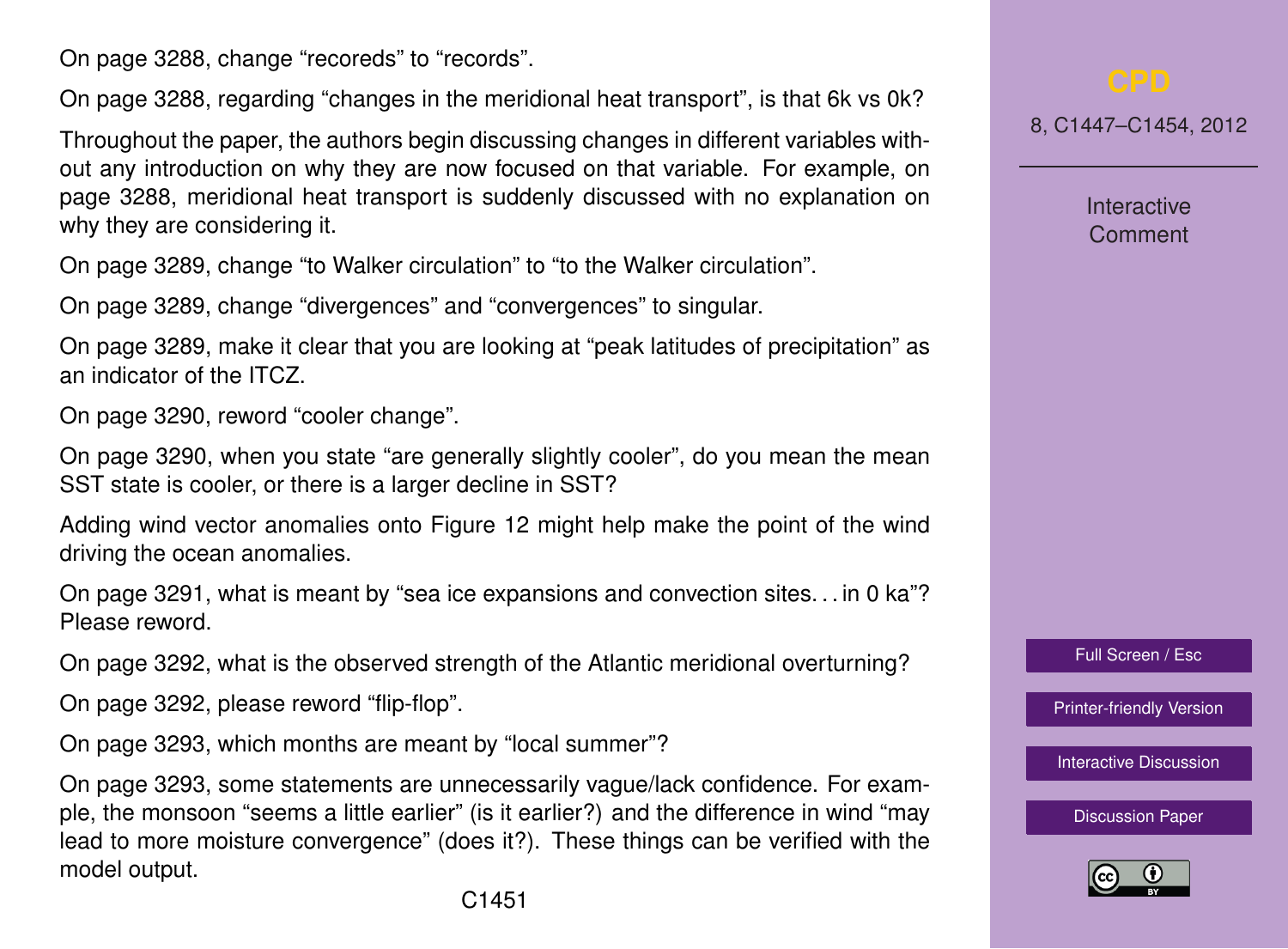On page 3288, change “recoreds” to “records”.

On page 3288, regarding “changes in the meridional heat transport”, is that 6k vs 0k?

Throughout the paper, the authors begin discussing changes in different variables without any introduction on why they are now focused on that variable. For example, on page 3288, meridional heat transport is suddenly discussed with no explanation on why they are considering it.

On page 3289, change “to Walker circulation” to “to the Walker circulation”.

On page 3289, change “divergences” and “convergences” to singular.

On page 3289, make it clear that you are looking at “peak latitudes of precipitation” as an indicator of the ITCZ.

On page 3290, reword “cooler change”.

On page 3290, when you state “are generally slightly cooler”, do you mean the mean SST state is cooler, or there is a larger decline in SST?

Adding wind vector anomalies onto Figure 12 might help make the point of the wind driving the ocean anomalies.

On page 3291, what is meant by “sea ice expansions and convection sites. . . in 0 ka”? Please reword.

On page 3292, what is the observed strength of the Atlantic meridional overturning?

On page 3292, please reword “flip-flop”.

On page 3293, which months are meant by “local summer”?

On page 3293, some statements are unnecessarily vague/lack confidence. For example, the monsoon “seems a little earlier” (is it earlier?) and the difference in wind “may lead to more moisture convergence” (does it?). These things can be verified with the model output.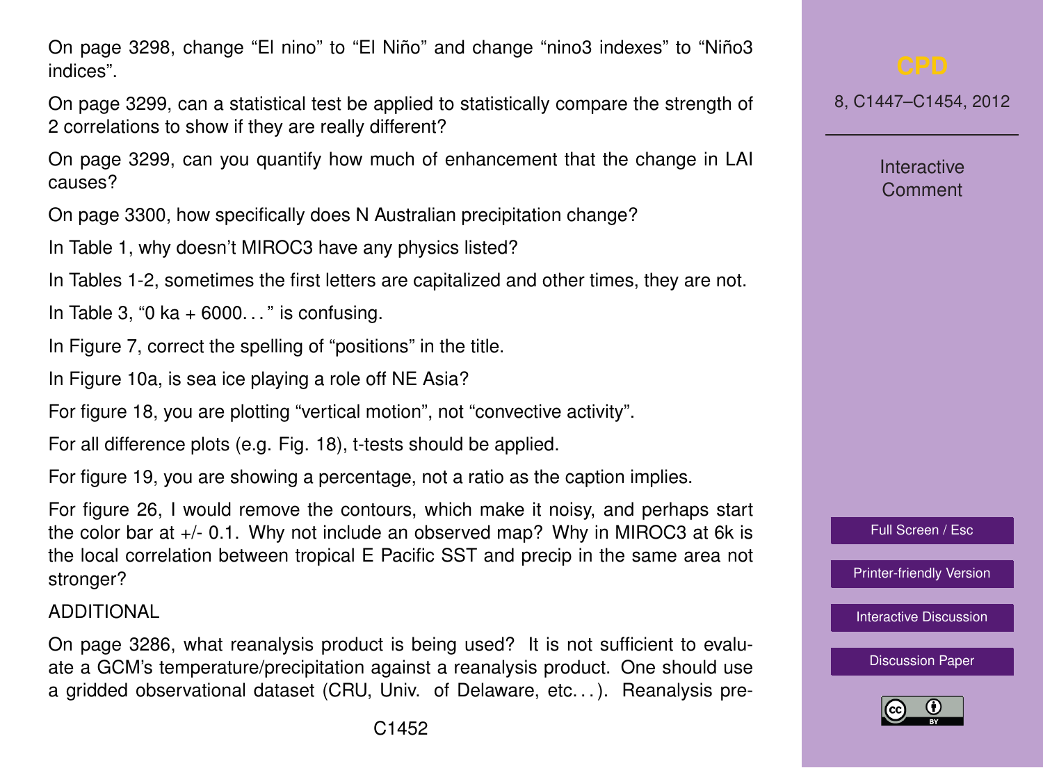On page 3298, change “El nino” to “El Niño” and change “nino3 indexes” to “Niño3 indices”.

On page 3299, can a statistical test be applied to statistically compare the strength of 2 correlations to show if they are really different?

On page 3299, can you quantify how much of enhancement that the change in LAI causes?

On page 3300, how specifically does N Australian precipitation change?

In Table 1, why doesn’t MIROC3 have any physics listed?

In Tables 1-2, sometimes the first letters are capitalized and other times, they are not.

In Table 3, “0 ka + 6000. . . ” is confusing.

In Figure 7, correct the spelling of “positions” in the title.

In Figure 10a, is sea ice playing a role off NE Asia?

For figure 18, you are plotting “vertical motion”, not “convective activity”.

For all difference plots (e.g. Fig. 18), t-tests should be applied.

For figure 19, you are showing a percentage, not a ratio as the caption implies.

For figure 26, I would remove the contours, which make it noisy, and perhaps start the color bar at +/- 0.1. Why not include an observed map? Why in MIROC3 at 6k is the local correlation between tropical E Pacific SST and precip in the same area not stronger?

ADDITIONAL

On page 3286, what reanalysis product is being used? It is not sufficient to evaluate a GCM’s temperature/precipitation against a reanalysis product. One should use a gridded observational dataset (CRU, Univ. of Delaware, etc. . . ). Reanalysis pre-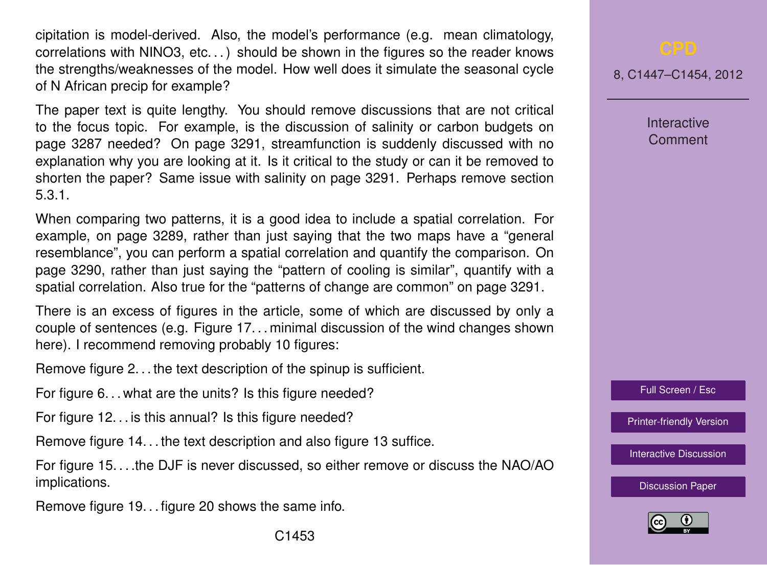cipitation is model-derived. Also, the model's performance (e.g. mean climatology, correlations with NINO3, etc. . . ) should be shown in the figures so the reader knows the strengths/weaknesses of the model. How well does it simulate the seasonal cycle of N African precip for example?

The paper text is quite lengthy. You should remove discussions that are not critical to the focus topic. For example, is the discussion of salinity or carbon budgets on page 3287 needed? On page 3291, streamfunction is suddenly discussed with no explanation why you are looking at it. Is it critical to the study or can it be removed to shorten the paper? Same issue with salinity on page 3291. Perhaps remove section 5.3.1.

When comparing two patterns, it is a good idea to include a spatial correlation. For example, on page 3289, rather than just saying that the two maps have a "general resemblance", you can perform a spatial correlation and quantify the comparison. On page 3290, rather than just saying the "pattern of cooling is similar", quantify with a spatial correlation. Also true for the "patterns of change are common" on page 3291.

There is an excess of figures in the article, some of which are discussed by only a couple of sentences (e.g. Figure 17. . . minimal discussion of the wind changes shown here). I recommend removing probably 10 figures:

Remove figure 2. . . the text description of the spinup is sufficient.

For figure 6. . . what are the units? Is this figure needed?

For figure 12. . . is this annual? Is this figure needed?

Remove figure 14. . . the text description and also figure 13 suffice.

For figure 15. . . .the DJF is never discussed, so either remove or discuss the NAO/AO implications.

Remove figure 19. . . figure 20 shows the same info.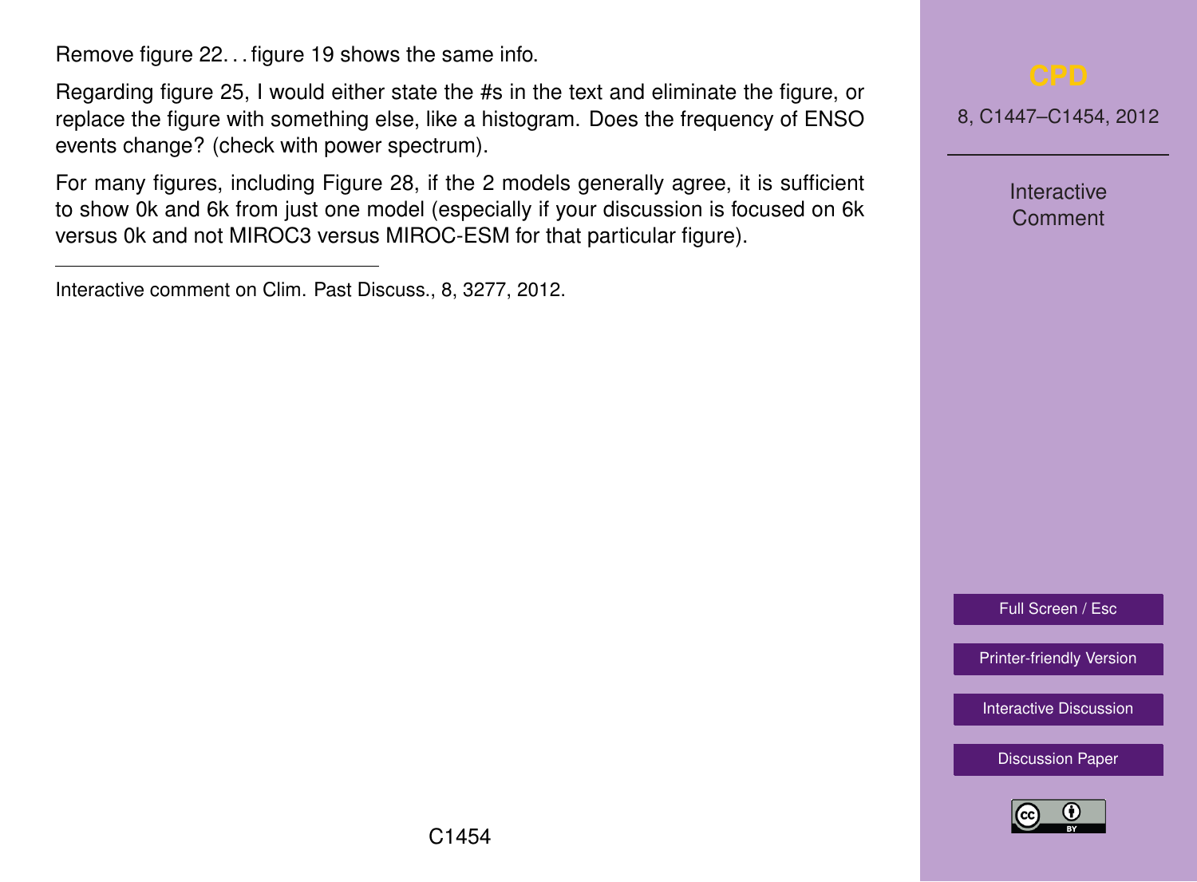Remove figure 22. . . figure 19 shows the same info.

Regarding figure 25, I would either state the #s in the text and eliminate the figure, or replace the figure with something else, like a histogram. Does the frequency of ENSO events change? (check with power spectrum).

For many figures, including Figure 28, if the 2 models generally agree, it is sufficient to show 0k and 6k from just one model (especially if your discussion is focused on 6k versus 0k and not MIROC3 versus MIROC-ESM for that particular figure).

---

Interactive comment on Clim. Past Discuss., 8, 3277, 2012.